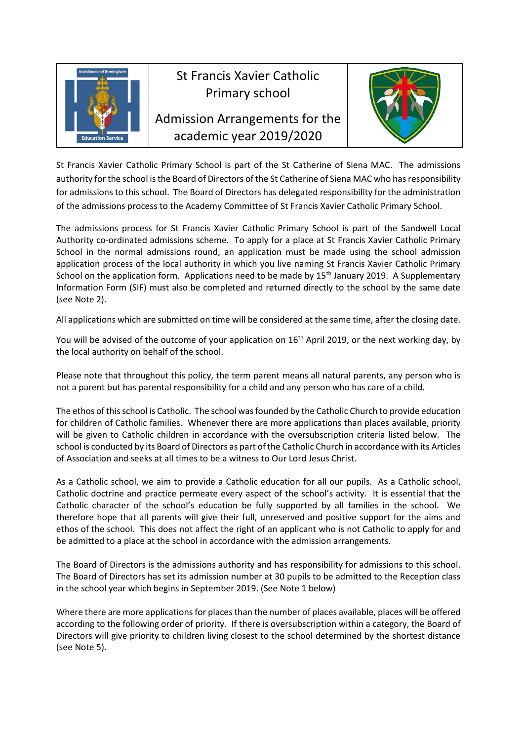# St Francis Xavier Catholic Primary school

## Admission Arrangements for the academic year 2019/2020

St Francis Xavier Catholic Primary School is part of the St Catherine of Siena MAC. The admissions authority for the school is the Board of Directors of the St Catherine of Siena MAC who has responsibility for admissions to this school. The Board of Directors has delegated responsibility for the administration of the admissions process to the Academy Committee of St Francis Xavier Catholic Primary School.

The admissions process for St Francis Xavier Catholic Primary School is part of the Sandwell Local Authority co-ordinated admissions scheme. To apply for a place at St Francis Xavier Catholic Primary School in the normal admissions round, an application must be made using the school admission application process of the local authority in which you live naming St Francis Xavier Catholic Primary School on the application form. Applications need to be made by 15th January 2019. A Supplementary Information Form (SIF) must also be completed and returned directly to the school by the same date (see Note 2).

All applications which are submitted on time will be considered at the same time, after the closing date.

You will be advised of the outcome of your application on 16th April 2019, or the next working day, by the local authority on behalf of the school.

Please note that throughout this policy, the term parent means all natural parents, any person who is not a parent but has parental responsibility for a child and any person who has care of a child.

The ethos of this school is Catholic. The school was founded by the Catholic Church to provide education for children of Catholic families. Whenever there are more applications than places available, priority will be given to Catholic children in accordance with the oversubscription criteria listed below. The school is conducted by its Board of Directors as part of the Catholic Church in accordance with its Articles of Association and seeks at all times to be a witness to Our Lord Jesus Christ.

As a Catholic school, we aim to provide a Catholic education for all our pupils. As a Catholic school, Catholic doctrine and practice permeate every aspect of the school's activity. It is essential that the Catholic character of the school's education be fully supported by all families in the school. We therefore hope that all parents will give their full, unreserved and positive support for the aims and ethos of the school. This does not affect the right of an applicant who is not Catholic to apply for and be admitted to a place at the school in accordance with the admission arrangements.

The Board of Directors is the admissions authority and has responsibility for admissions to this school. The Board of Directors has set its admission number at 30 pupils to be admitted to the Reception class in the school year which begins in September 2019. (See Note 1 below)

Where there are more applications for places than the number of places available, places will be offered according to the following order of priority. If there is oversubscription within a category, the Board of Directors will give priority to children living closest to the school determined by the shortest distance (see Note 5).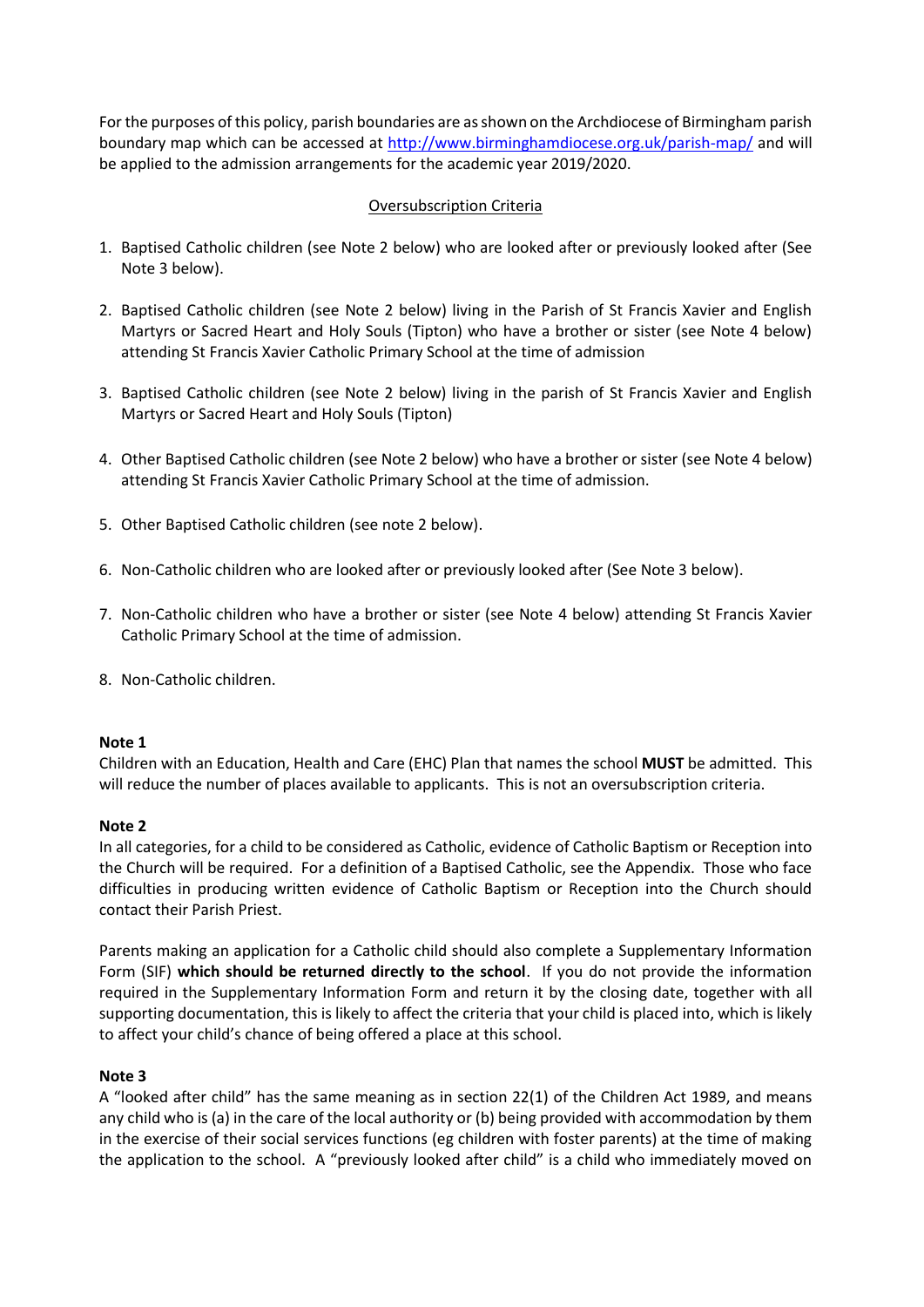For the purposes of this policy, parish boundaries are as shown on the Archdiocese of Birmingham parish boundary map which can be accessed at http://www.birminghamdiocese.org.uk/parish-map/ and will be applied to the admission arrangements for the academic year 2019/2020.

## Oversubscription Criteria

1. Baptised Catholic children (see Note 2 below) who are looked after or previously looked after (See Note 3 below).
2. Baptised Catholic children (see Note 2 below) living in the Parish of St Francis Xavier and English Martyrs or Sacred Heart and Holy Souls (Tipton) who have a brother or sister (see Note 4 below) attending St Francis Xavier Catholic Primary School at the time of admission
3. Baptised Catholic children (see Note 2 below) living in the parish of St Francis Xavier and English Martyrs or Sacred Heart and Holy Souls (Tipton)
4. Other Baptised Catholic children (see Note 2 below) who have a brother or sister (see Note 4 below) attending St Francis Xavier Catholic Primary School at the time of admission.
5. Other Baptised Catholic children (see note 2 below).
6. Non-Catholic children who are looked after or previously looked after (See Note 3 below).
7. Non-Catholic children who have a brother or sister (see Note 4 below) attending St Francis Xavier Catholic Primary School at the time of admission.
8. Non-Catholic children.

**Note 1**
Children with an Education, Health and Care (EHC) Plan that names the school **MUST** be admitted. This will reduce the number of places available to applicants. This is not an oversubscription criteria.

**Note 2**
In all categories, for a child to be considered as Catholic, evidence of Catholic Baptism or Reception into the Church will be required. For a definition of a Baptised Catholic, see the Appendix. Those who face difficulties in producing written evidence of Catholic Baptism or Reception into the Church should contact their Parish Priest.

Parents making an application for a Catholic child should also complete a Supplementary Information Form (SIF) **which should be returned directly to the school**. If you do not provide the information required in the Supplementary Information Form and return it by the closing date, together with all supporting documentation, this is likely to affect the criteria that your child is placed into, which is likely to affect your child's chance of being offered a place at this school.

**Note 3**
A "looked after child" has the same meaning as in section 22(1) of the Children Act 1989, and means any child who is (a) in the care of the local authority or (b) being provided with accommodation by them in the exercise of their social services functions (eg children with foster parents) at the time of making the application to the school. A "previously looked after child" is a child who immediately moved on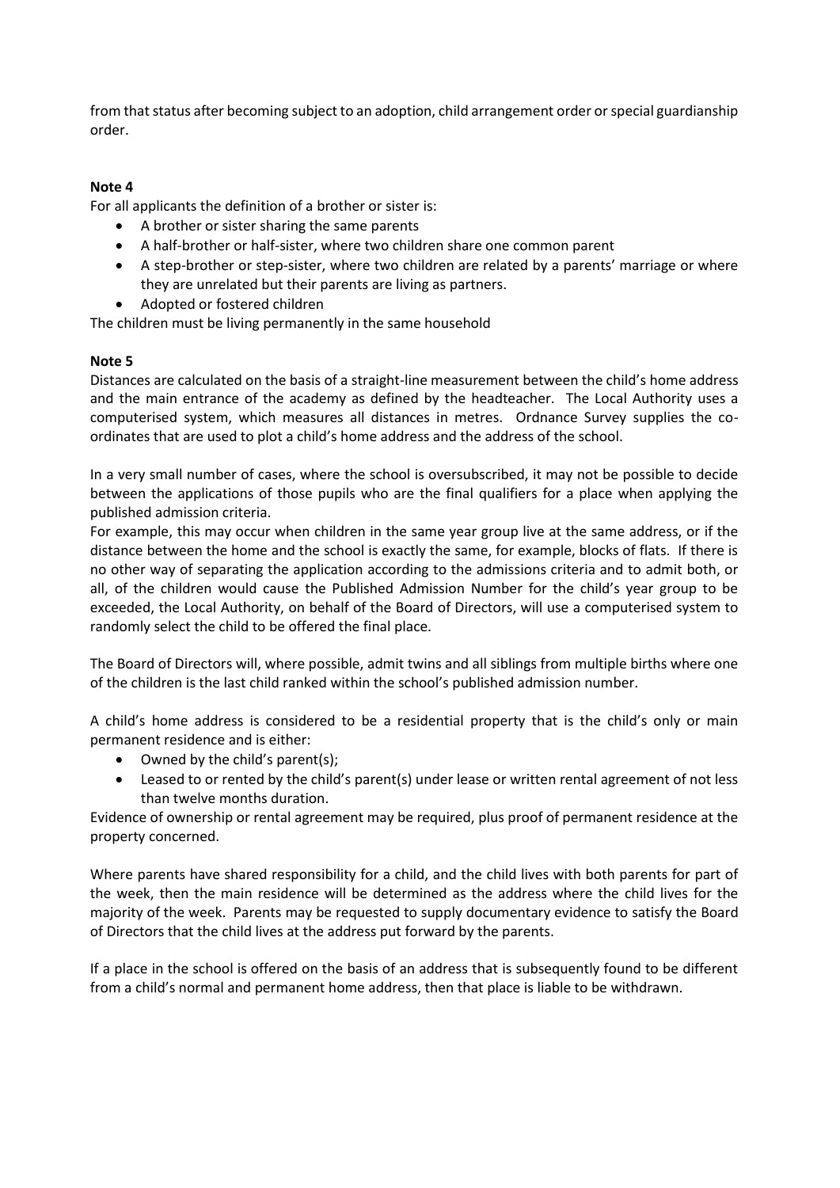from that status after becoming subject to an adoption, child arrangement order or special guardianship order.

**Note 4**

For all applicants the definition of a brother or sister is:

- A brother or sister sharing the same parents
- A half-brother or half-sister, where two children share one common parent
- A step-brother or step-sister, where two children are related by a parents' marriage or where they are unrelated but their parents are living as partners.
- Adopted or fostered children

The children must be living permanently in the same household

**Note 5**

Distances are calculated on the basis of a straight-line measurement between the child's home address and the main entrance of the academy as defined by the headteacher. The Local Authority uses a computerised system, which measures all distances in metres. Ordnance Survey supplies the co-ordinates that are used to plot a child's home address and the address of the school.

In a very small number of cases, where the school is oversubscribed, it may not be possible to decide between the applications of those pupils who are the final qualifiers for a place when applying the published admission criteria.

For example, this may occur when children in the same year group live at the same address, or if the distance between the home and the school is exactly the same, for example, blocks of flats. If there is no other way of separating the application according to the admissions criteria and to admit both, or all, of the children would cause the Published Admission Number for the child's year group to be exceeded, the Local Authority, on behalf of the Board of Directors, will use a computerised system to randomly select the child to be offered the final place.

The Board of Directors will, where possible, admit twins and all siblings from multiple births where one of the children is the last child ranked within the school's published admission number.

A child's home address is considered to be a residential property that is the child's only or main permanent residence and is either:

- Owned by the child's parent(s);
- Leased to or rented by the child's parent(s) under lease or written rental agreement of not less than twelve months duration.

Evidence of ownership or rental agreement may be required, plus proof of permanent residence at the property concerned.

Where parents have shared responsibility for a child, and the child lives with both parents for part of the week, then the main residence will be determined as the address where the child lives for the majority of the week. Parents may be requested to supply documentary evidence to satisfy the Board of Directors that the child lives at the address put forward by the parents.

If a place in the school is offered on the basis of an address that is subsequently found to be different from a child's normal and permanent home address, then that place is liable to be withdrawn.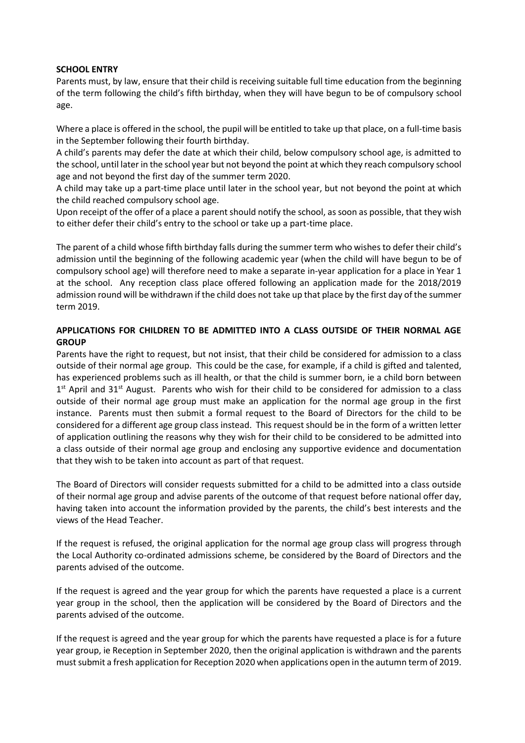**SCHOOL ENTRY**

Parents must, by law, ensure that their child is receiving suitable full time education from the beginning of the term following the child's fifth birthday, when they will have begun to be of compulsory school age.

Where a place is offered in the school, the pupil will be entitled to take up that place, on a full-time basis in the September following their fourth birthday.

A child's parents may defer the date at which their child, below compulsory school age, is admitted to the school, until later in the school year but not beyond the point at which they reach compulsory school age and not beyond the first day of the summer term 2020.

A child may take up a part-time place until later in the school year, but not beyond the point at which the child reached compulsory school age.

Upon receipt of the offer of a place a parent should notify the school, as soon as possible, that they wish to either defer their child's entry to the school or take up a part-time place.

The parent of a child whose fifth birthday falls during the summer term who wishes to defer their child's admission until the beginning of the following academic year (when the child will have begun to be of compulsory school age) will therefore need to make a separate in-year application for a place in Year 1 at the school. Any reception class place offered following an application made for the 2018/2019 admission round will be withdrawn if the child does not take up that place by the first day of the summer term 2019.

**APPLICATIONS FOR CHILDREN TO BE ADMITTED INTO A CLASS OUTSIDE OF THEIR NORMAL AGE GROUP**

Parents have the right to request, but not insist, that their child be considered for admission to a class outside of their normal age group. This could be the case, for example, if a child is gifted and talented, has experienced problems such as ill health, or that the child is summer born, ie a child born between 1st April and 31st August. Parents who wish for their child to be considered for admission to a class outside of their normal age group must make an application for the normal age group in the first instance. Parents must then submit a formal request to the Board of Directors for the child to be considered for a different age group class instead. This request should be in the form of a written letter of application outlining the reasons why they wish for their child to be considered to be admitted into a class outside of their normal age group and enclosing any supportive evidence and documentation that they wish to be taken into account as part of that request.

The Board of Directors will consider requests submitted for a child to be admitted into a class outside of their normal age group and advise parents of the outcome of that request before national offer day, having taken into account the information provided by the parents, the child's best interests and the views of the Head Teacher.

If the request is refused, the original application for the normal age group class will progress through the Local Authority co-ordinated admissions scheme, be considered by the Board of Directors and the parents advised of the outcome.

If the request is agreed and the year group for which the parents have requested a place is a current year group in the school, then the application will be considered by the Board of Directors and the parents advised of the outcome.

If the request is agreed and the year group for which the parents have requested a place is for a future year group, ie Reception in September 2020, then the original application is withdrawn and the parents must submit a fresh application for Reception 2020 when applications open in the autumn term of 2019.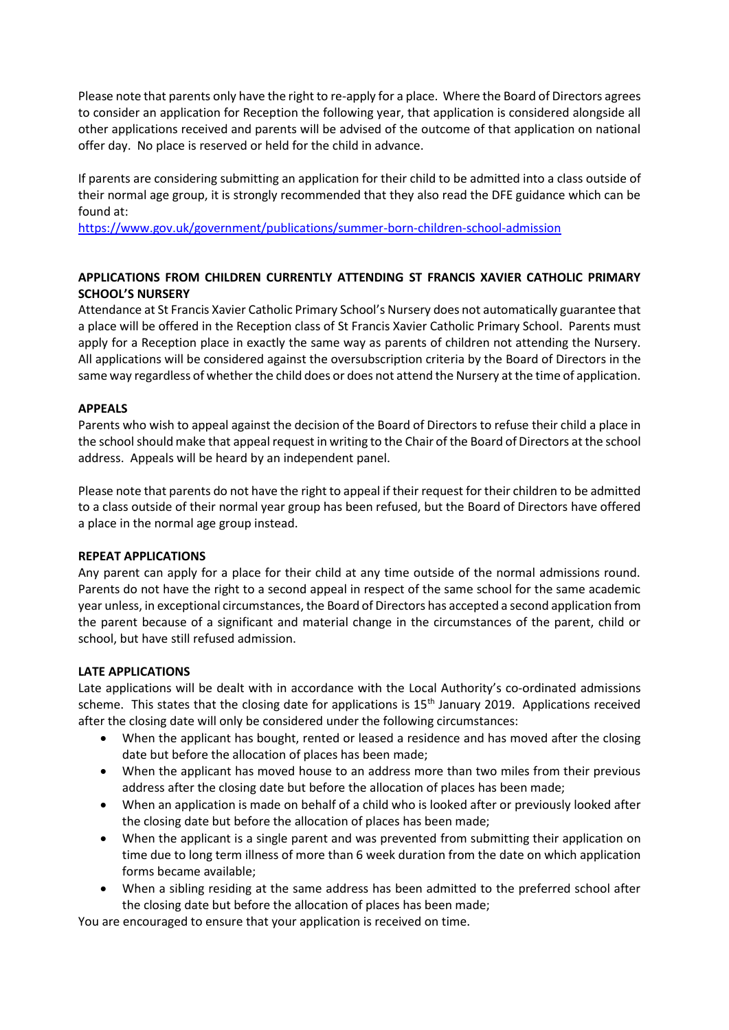Please note that parents only have the right to re-apply for a place. Where the Board of Directors agrees to consider an application for Reception the following year, that application is considered alongside all other applications received and parents will be advised of the outcome of that application on national offer day. No place is reserved or held for the child in advance.

If parents are considering submitting an application for their child to be admitted into a class outside of their normal age group, it is strongly recommended that they also read the DFE guidance which can be found at:
https://www.gov.uk/government/publications/summer-born-children-school-admission

**APPLICATIONS FROM CHILDREN CURRENTLY ATTENDING ST FRANCIS XAVIER CATHOLIC PRIMARY SCHOOL'S NURSERY**

Attendance at St Francis Xavier Catholic Primary School's Nursery does not automatically guarantee that a place will be offered in the Reception class of St Francis Xavier Catholic Primary School. Parents must apply for a Reception place in exactly the same way as parents of children not attending the Nursery. All applications will be considered against the oversubscription criteria by the Board of Directors in the same way regardless of whether the child does or does not attend the Nursery at the time of application.

**APPEALS**

Parents who wish to appeal against the decision of the Board of Directors to refuse their child a place in the school should make that appeal request in writing to the Chair of the Board of Directors at the school address. Appeals will be heard by an independent panel.

Please note that parents do not have the right to appeal if their request for their children to be admitted to a class outside of their normal year group has been refused, but the Board of Directors have offered a place in the normal age group instead.

**REPEAT APPLICATIONS**

Any parent can apply for a place for their child at any time outside of the normal admissions round. Parents do not have the right to a second appeal in respect of the same school for the same academic year unless, in exceptional circumstances, the Board of Directors has accepted a second application from the parent because of a significant and material change in the circumstances of the parent, child or school, but have still refused admission.

**LATE APPLICATIONS**

Late applications will be dealt with in accordance with the Local Authority's co-ordinated admissions scheme. This states that the closing date for applications is 15th January 2019. Applications received after the closing date will only be considered under the following circumstances:

- When the applicant has bought, rented or leased a residence and has moved after the closing date but before the allocation of places has been made;
- When the applicant has moved house to an address more than two miles from their previous address after the closing date but before the allocation of places has been made;
- When an application is made on behalf of a child who is looked after or previously looked after the closing date but before the allocation of places has been made;
- When the applicant is a single parent and was prevented from submitting their application on time due to long term illness of more than 6 week duration from the date on which application forms became available;
- When a sibling residing at the same address has been admitted to the preferred school after the closing date but before the allocation of places has been made;

You are encouraged to ensure that your application is received on time.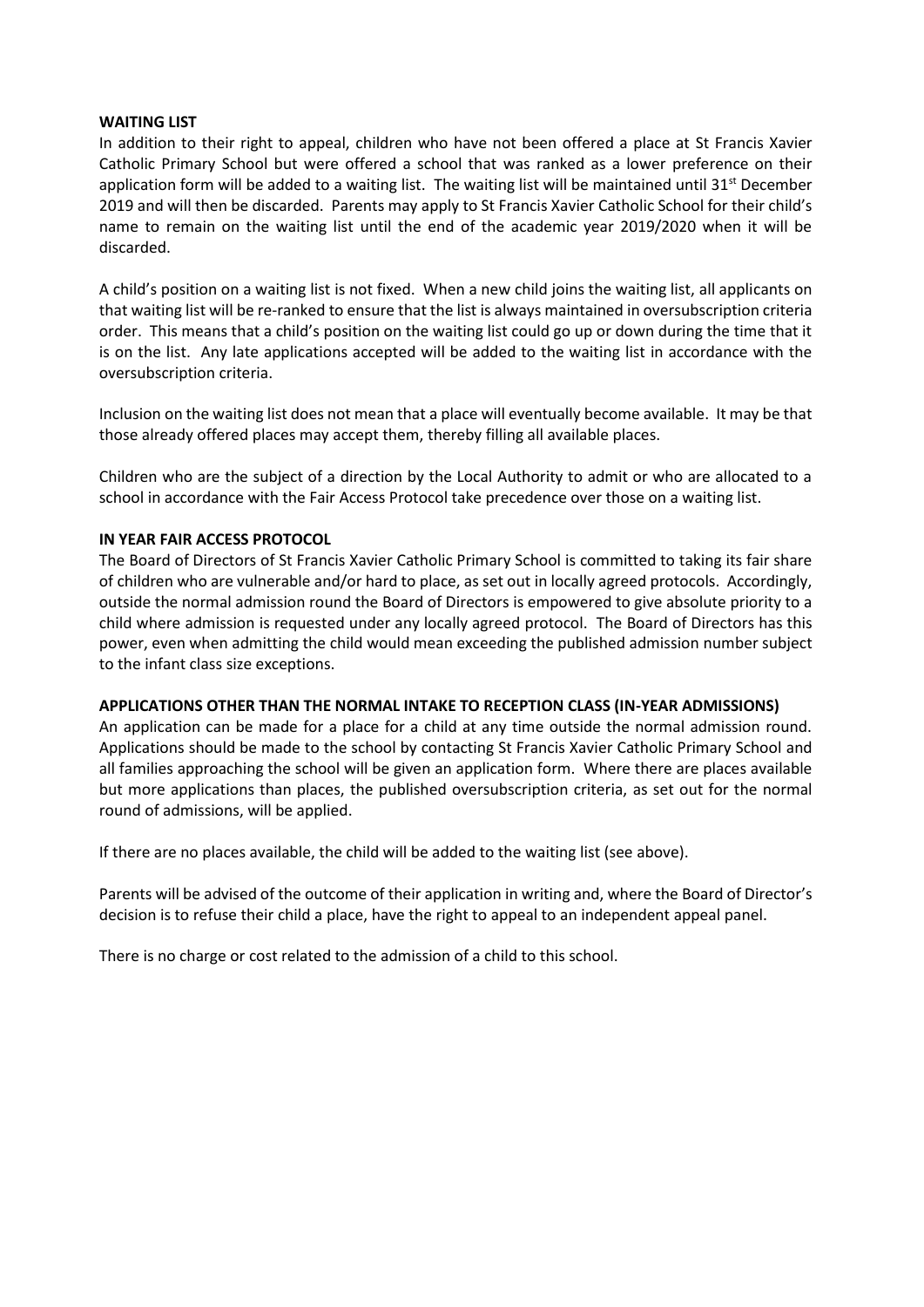**WAITING LIST**

In addition to their right to appeal, children who have not been offered a place at St Francis Xavier Catholic Primary School but were offered a school that was ranked as a lower preference on their application form will be added to a waiting list. The waiting list will be maintained until 31st December 2019 and will then be discarded. Parents may apply to St Francis Xavier Catholic School for their child's name to remain on the waiting list until the end of the academic year 2019/2020 when it will be discarded.

A child's position on a waiting list is not fixed. When a new child joins the waiting list, all applicants on that waiting list will be re-ranked to ensure that the list is always maintained in oversubscription criteria order. This means that a child's position on the waiting list could go up or down during the time that it is on the list. Any late applications accepted will be added to the waiting list in accordance with the oversubscription criteria.

Inclusion on the waiting list does not mean that a place will eventually become available. It may be that those already offered places may accept them, thereby filling all available places.

Children who are the subject of a direction by the Local Authority to admit or who are allocated to a school in accordance with the Fair Access Protocol take precedence over those on a waiting list.

**IN YEAR FAIR ACCESS PROTOCOL**

The Board of Directors of St Francis Xavier Catholic Primary School is committed to taking its fair share of children who are vulnerable and/or hard to place, as set out in locally agreed protocols. Accordingly, outside the normal admission round the Board of Directors is empowered to give absolute priority to a child where admission is requested under any locally agreed protocol. The Board of Directors has this power, even when admitting the child would mean exceeding the published admission number subject to the infant class size exceptions.

**APPLICATIONS OTHER THAN THE NORMAL INTAKE TO RECEPTION CLASS (IN-YEAR ADMISSIONS)**

An application can be made for a place for a child at any time outside the normal admission round. Applications should be made to the school by contacting St Francis Xavier Catholic Primary School and all families approaching the school will be given an application form. Where there are places available but more applications than places, the published oversubscription criteria, as set out for the normal round of admissions, will be applied.

If there are no places available, the child will be added to the waiting list (see above).

Parents will be advised of the outcome of their application in writing and, where the Board of Director's decision is to refuse their child a place, have the right to appeal to an independent appeal panel.

There is no charge or cost related to the admission of a child to this school.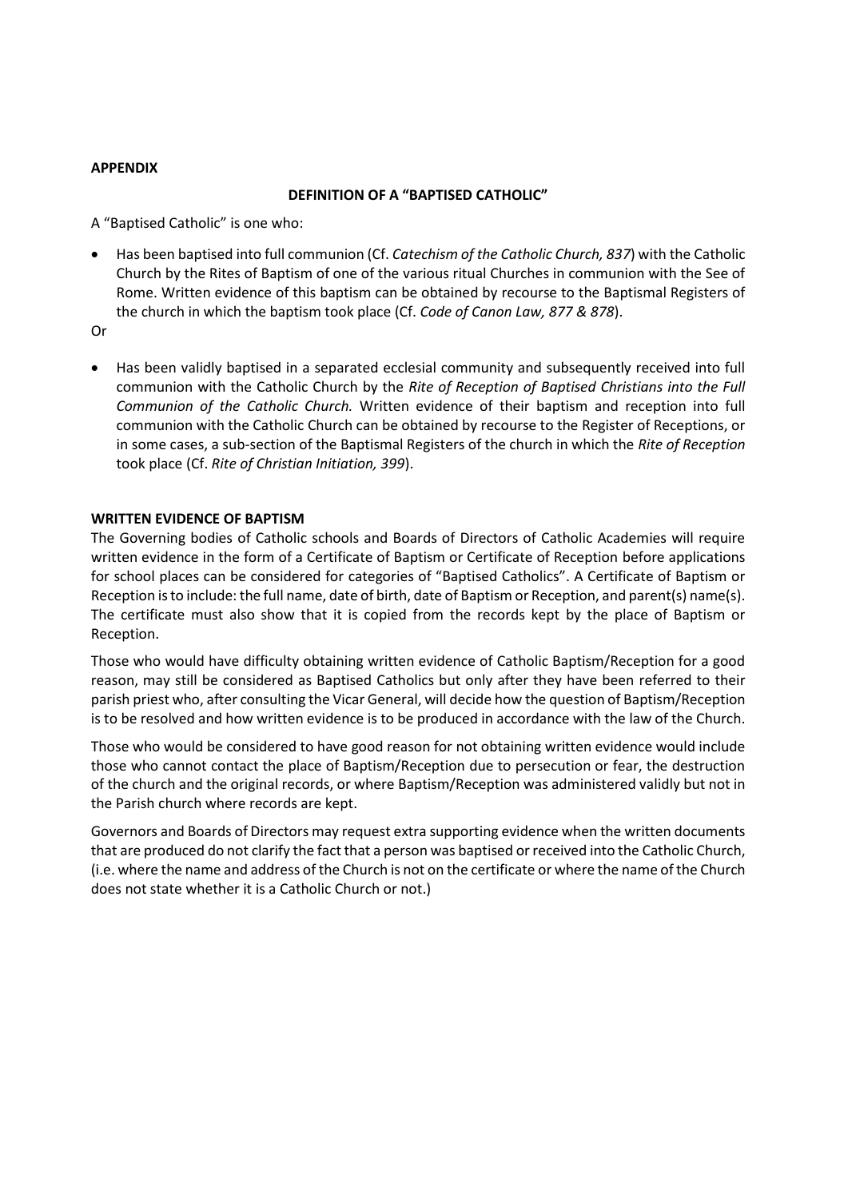**APPENDIX**

**DEFINITION OF A "BAPTISED CATHOLIC"**

A "Baptised Catholic" is one who:

- Has been baptised into full communion (Cf. *Catechism of the Catholic Church, 837*) with the Catholic Church by the Rites of Baptism of one of the various ritual Churches in communion with the See of Rome. Written evidence of this baptism can be obtained by recourse to the Baptismal Registers of the church in which the baptism took place (Cf. *Code of Canon Law, 877 & 878*).

Or

- Has been validly baptised in a separated ecclesial community and subsequently received into full communion with the Catholic Church by the *Rite of Reception of Baptised Christians into the Full Communion of the Catholic Church.* Written evidence of their baptism and reception into full communion with the Catholic Church can be obtained by recourse to the Register of Receptions, or in some cases, a sub-section of the Baptismal Registers of the church in which the *Rite of Reception* took place (Cf. *Rite of Christian Initiation, 399*).

**WRITTEN EVIDENCE OF BAPTISM**

The Governing bodies of Catholic schools and Boards of Directors of Catholic Academies will require written evidence in the form of a Certificate of Baptism or Certificate of Reception before applications for school places can be considered for categories of "Baptised Catholics". A Certificate of Baptism or Reception is to include: the full name, date of birth, date of Baptism or Reception, and parent(s) name(s). The certificate must also show that it is copied from the records kept by the place of Baptism or Reception.

Those who would have difficulty obtaining written evidence of Catholic Baptism/Reception for a good reason, may still be considered as Baptised Catholics but only after they have been referred to their parish priest who, after consulting the Vicar General, will decide how the question of Baptism/Reception is to be resolved and how written evidence is to be produced in accordance with the law of the Church.

Those who would be considered to have good reason for not obtaining written evidence would include those who cannot contact the place of Baptism/Reception due to persecution or fear, the destruction of the church and the original records, or where Baptism/Reception was administered validly but not in the Parish church where records are kept.

Governors and Boards of Directors may request extra supporting evidence when the written documents that are produced do not clarify the fact that a person was baptised or received into the Catholic Church, (i.e. where the name and address of the Church is not on the certificate or where the name of the Church does not state whether it is a Catholic Church or not.)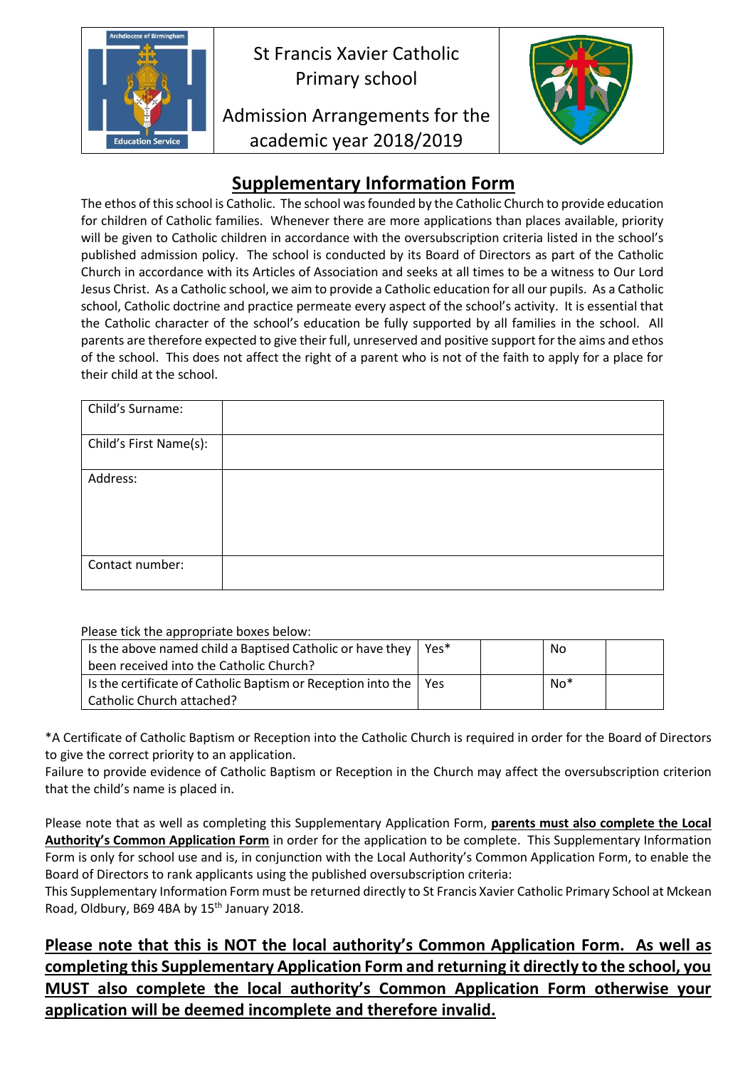| | | |
|---|---|---|
| Archdiocese of Birmingham Education Service | St Francis Xavier Catholic Primary school<br><br>Admission Arrangements for the academic year 2018/2019 | |

## Supplementary Information Form

The ethos of this school is Catholic. The school was founded by the Catholic Church to provide education for children of Catholic families. Whenever there are more applications than places available, priority will be given to Catholic children in accordance with the oversubscription criteria listed in the school's published admission policy. The school is conducted by its Board of Directors as part of the Catholic Church in accordance with its Articles of Association and seeks at all times to be a witness to Our Lord Jesus Christ. As a Catholic school, we aim to provide a Catholic education for all our pupils. As a Catholic school, Catholic doctrine and practice permeate every aspect of the school's activity. It is essential that the Catholic character of the school's education be fully supported by all families in the school. All parents are therefore expected to give their full, unreserved and positive support for the aims and ethos of the school. This does not affect the right of a parent who is not of the faith to apply for a place for their child at the school.

| | |
|---|---|
| Child's Surname: | |
| Child's First Name(s): | |
| Address: | |
| Contact number: | |

Please tick the appropriate boxes below:

| | | | | |
|---|---|---|---|---|
| Is the above named child a Baptised Catholic or have they been received into the Catholic Church? | Yes* | | No | |
| Is the certificate of Catholic Baptism or Reception into the Catholic Church attached? | Yes | | No* | |

*A Certificate of Catholic Baptism or Reception into the Catholic Church is required in order for the Board of Directors to give the correct priority to an application.

Failure to provide evidence of Catholic Baptism or Reception in the Church may affect the oversubscription criterion that the child's name is placed in.

Please note that as well as completing this Supplementary Application Form, **parents must also complete the Local Authority's Common Application Form** in order for the application to be complete. This Supplementary Information Form is only for school use and is, in conjunction with the Local Authority's Common Application Form, to enable the Board of Directors to rank applicants using the published oversubscription criteria:

This Supplementary Information Form must be returned directly to St Francis Xavier Catholic Primary School at Mckean Road, Oldbury, B69 4BA by 15th January 2018.

**Please note that this is NOT the local authority's Common Application Form. As well as completing this Supplementary Application Form and returning it directly to the school, you MUST also complete the local authority's Common Application Form otherwise your application will be deemed incomplete and therefore invalid.**